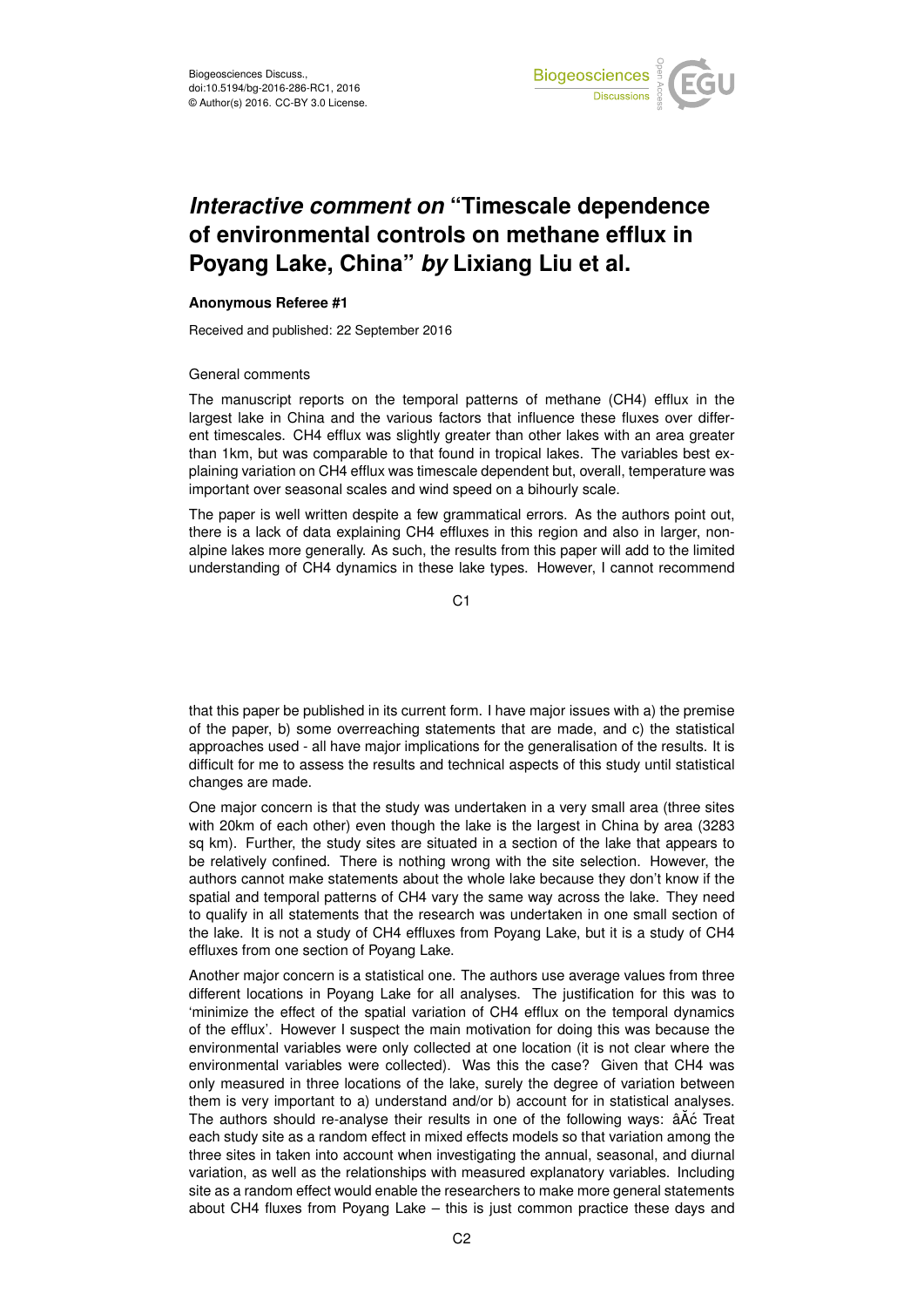# *Interactive comment on* "Timescale dependence of environmental controls on methane efflux in Poyang Lake, China" *by* Lixiang Liu et al.

**Anonymous Referee #1**

Received and published: 22 September 2016

General comments

The manuscript reports on the temporal patterns of methane ($CH_4$) efflux in the largest lake in China and the various factors that influence these fluxes over different timescales. $CH_4$ efflux was slightly greater than other lakes with an area greater than 1km, but was comparable to that found in tropical lakes. The variables best explaining variation on $CH_4$ efflux was timescale dependent but, overall, temperature was important over seasonal scales and wind speed on a bihourly scale.

The paper is well written despite a few grammatical errors. As the authors point out, there is a lack of data explaining $CH_4$ effluxes in this region and also in larger, non-alpine lakes more generally. As such, the results from this paper will add to the limited understanding of $CH_4$ dynamics in these lake types. However, I cannot recommend that this paper be published in its current form. I have major issues with a) the premise of the paper, b) some overreaching statements that are made, and c) the statistical approaches used - all have major implications for the generalisation of the results. It is difficult for me to assess the results and technical aspects of this study until statistical changes are made.

One major concern is that the study was undertaken in a very small area (three sites with 20km of each other) even though the lake is the largest in China by area (3283 sq km). Further, the study sites are situated in a section of the lake that appears to be relatively confined. There is nothing wrong with the site selection. However, the authors cannot make statements about the whole lake because they don't know if the spatial and temporal patterns of $CH_4$ vary the same way across the lake. They need to qualify in all statements that the research was undertaken in one small section of the lake. It is not a study of $CH_4$ effluxes from Poyang Lake, but it is a study of $CH_4$ effluxes from one section of Poyang Lake.

Another major concern is a statistical one. The authors use average values from three different locations in Poyang Lake for all analyses. The justification for this was to 'minimize the effect of the spatial variation of $CH_4$ efflux on the temporal dynamics of the efflux'. However I suspect the main motivation for doing this was because the environmental variables were only collected at one location (it is not clear where the environmental variables were collected). Was this the case? Given that $CH_4$ was only measured in three locations of the lake, surely the degree of variation between them is very important to a) understand and/or b) account for in statistical analyses. The authors should re-analyse their results in one of the following ways: âĂć Treat each study site as a random effect in mixed effects models so that variation among the three sites in taken into account when investigating the annual, seasonal, and diurnal variation, as well as the relationships with measured explanatory variables. Including site as a random effect would enable the researchers to make more general statements about $CH_4$ fluxes from Poyang Lake – this is just common practice these days and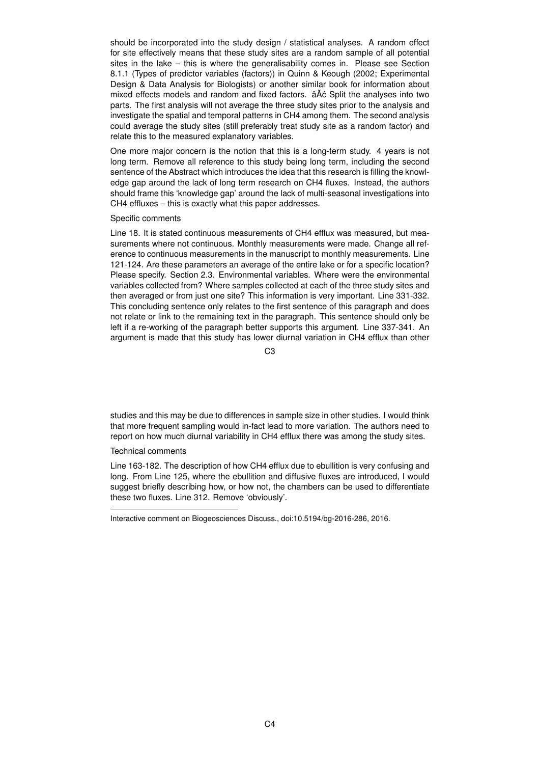should be incorporated into the study design / statistical analyses. A random effect for site effectively means that these study sites are a random sample of all potential sites in the lake – this is where the generalisability comes in. Please see Section 8.1.1 (Types of predictor variables (factors)) in Quinn & Keough (2002; Experimental Design & Data Analysis for Biologists) or another similar book for information about mixed effects models and random and fixed factors. âĂć Split the analyses into two parts. The first analysis will not average the three study sites prior to the analysis and investigate the spatial and temporal patterns in CH4 among them. The second analysis could average the study sites (still preferably treat study site as a random factor) and relate this to the measured explanatory variables.

One more major concern is the notion that this is a long-term study. 4 years is not long term. Remove all reference to this study being long term, including the second sentence of the Abstract which introduces the idea that this research is filling the knowledge gap around the lack of long term research on CH4 fluxes. Instead, the authors should frame this 'knowledge gap' around the lack of multi-seasonal investigations into CH4 effluxes – this is exactly what this paper addresses.

Specific comments

Line 18. It is stated continuous measurements of CH4 efflux was measured, but measurements where not continuous. Monthly measurements were made. Change all reference to continuous measurements in the manuscript to monthly measurements. Line 121-124. Are these parameters an average of the entire lake or for a specific location? Please specify. Section 2.3. Environmental variables. Where were the environmental variables collected from? Where samples collected at each of the three study sites and then averaged or from just one site? This information is very important. Line 331-332. This concluding sentence only relates to the first sentence of this paragraph and does not relate or link to the remaining text in the paragraph. This sentence should only be left if a re-working of the paragraph better supports this argument. Line 337-341. An argument is made that this study has lower diurnal variation in CH4 efflux than other studies and this may be due to differences in sample size in other studies. I would think that more frequent sampling would in-fact lead to more variation. The authors need to report on how much diurnal variability in CH4 efflux there was among the study sites.

Technical comments

Line 163-182. The description of how CH4 efflux due to ebullition is very confusing and long. From Line 125, where the ebullition and diffusive fluxes are introduced, I would suggest briefly describing how, or how not, the chambers can be used to differentiate these two fluxes. Line 312. Remove 'obviously'.

---

Interactive comment on Biogeosciences Discuss., doi:10.5194/bg-2016-286, 2016.